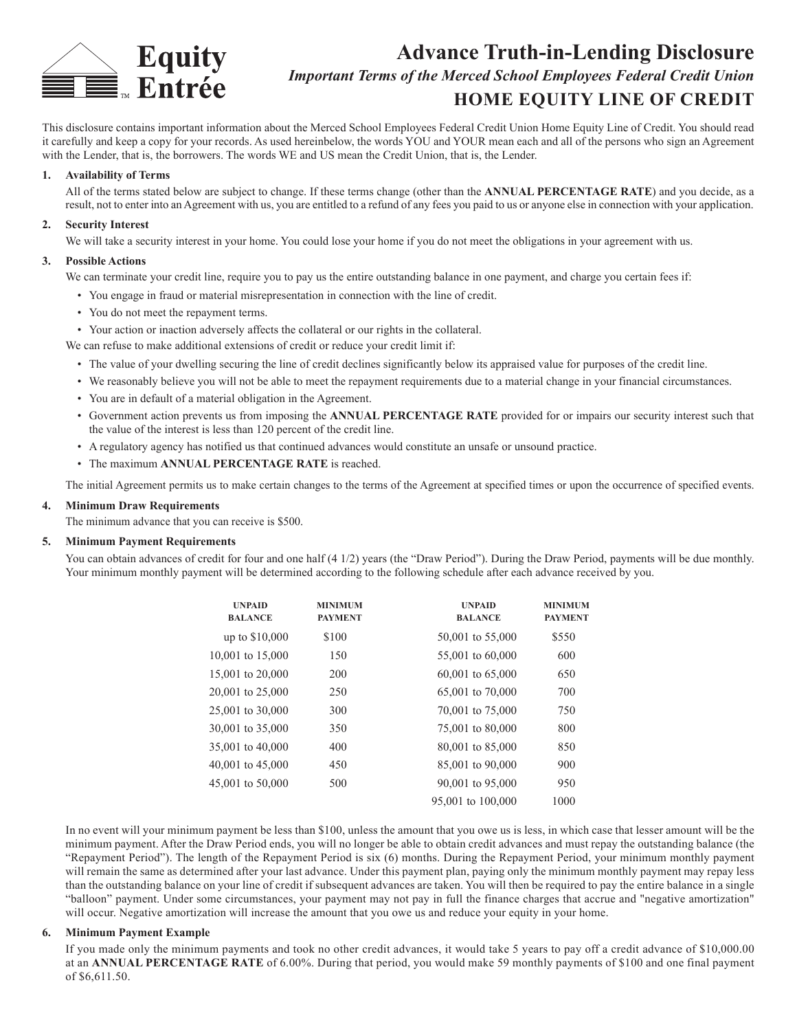# Equity Entrée™

# Advance Truth-in-Lending Disclosure

*Important Terms of the Merced School Employees Federal Credit Union*

## HOME EQUITY LINE OF CREDIT

This disclosure contains important information about the Merced School Employees Federal Credit Union Home Equity Line of Credit. You should read it carefully and keep a copy for your records. As used hereinbelow, the words YOU and YOUR mean each and all of the persons who sign an Agreement with the Lender, that is, the borrowers. The words WE and US mean the Credit Union, that is, the Lender.

### 1. Availability of Terms

All of the terms stated below are subject to change. If these terms change (other than the **ANNUAL PERCENTAGE RATE**) and you decide, as a result, not to enter into an Agreement with us, you are entitled to a refund of any fees you paid to us or anyone else in connection with your application.

### 2. Security Interest

We will take a security interest in your home. You could lose your home if you do not meet the obligations in your agreement with us.

### 3. Possible Actions

We can terminate your credit line, require you to pay us the entire outstanding balance in one payment, and charge you certain fees if:

- You engage in fraud or material misrepresentation in connection with the line of credit.
- You do not meet the repayment terms.
- Your action or inaction adversely affects the collateral or our rights in the collateral.

We can refuse to make additional extensions of credit or reduce your credit limit if:

- The value of your dwelling securing the line of credit declines significantly below its appraised value for purposes of the credit line.
- We reasonably believe you will not be able to meet the repayment requirements due to a material change in your financial circumstances.
- You are in default of a material obligation in the Agreement.
- Government action prevents us from imposing the **ANNUAL PERCENTAGE RATE** provided for or impairs our security interest such that the value of the interest is less than 120 percent of the credit line.
- A regulatory agency has notified us that continued advances would constitute an unsafe or unsound practice.
- The maximum **ANNUAL PERCENTAGE RATE** is reached.

The initial Agreement permits us to make certain changes to the terms of the Agreement at specified times or upon the occurrence of specified events.

### 4. Minimum Draw Requirements

The minimum advance that you can receive is $500.

### 5. Minimum Payment Requirements

You can obtain advances of credit for four and one half (4 1/2) years (the "Draw Period"). During the Draw Period, payments will be due monthly. Your minimum monthly payment will be determined according to the following schedule after each advance received by you.

| UNPAID BALANCE | MINIMUM PAYMENT | UNPAID BALANCE | MINIMUM PAYMENT |
|---|---|---|---|
| up to $10,000 | $100 | 50,001 to 55,000 | $550 |
| 10,001 to 15,000 | 150 | 55,001 to 60,000 | 600 |
| 15,001 to 20,000 | 200 | 60,001 to 65,000 | 650 |
| 20,001 to 25,000 | 250 | 65,001 to 70,000 | 700 |
| 25,001 to 30,000 | 300 | 70,001 to 75,000 | 750 |
| 30,001 to 35,000 | 350 | 75,001 to 80,000 | 800 |
| 35,001 to 40,000 | 400 | 80,001 to 85,000 | 850 |
| 40,001 to 45,000 | 450 | 85,001 to 90,000 | 900 |
| 45,001 to 50,000 | 500 | 90,001 to 95,000 | 950 |
| | | 95,001 to 100,000 | 1000 |

In no event will your minimum payment be less than $100, unless the amount that you owe us is less, in which case that lesser amount will be the minimum payment. After the Draw Period ends, you will no longer be able to obtain credit advances and must repay the outstanding balance (the "Repayment Period"). The length of the Repayment Period is six (6) months. During the Repayment Period, your minimum monthly payment will remain the same as determined after your last advance. Under this payment plan, paying only the minimum monthly payment may repay less than the outstanding balance on your line of credit if subsequent advances are taken. You will then be required to pay the entire balance in a single "balloon" payment. Under some circumstances, your payment may not pay in full the finance charges that accrue and "negative amortization" will occur. Negative amortization will increase the amount that you owe us and reduce your equity in your home.

### 6. Minimum Payment Example

If you made only the minimum payments and took no other credit advances, it would take 5 years to pay off a credit advance of $10,000.00 at an **ANNUAL PERCENTAGE RATE** of 6.00%. During that period, you would make 59 monthly payments of $100 and one final payment of $6,611.50.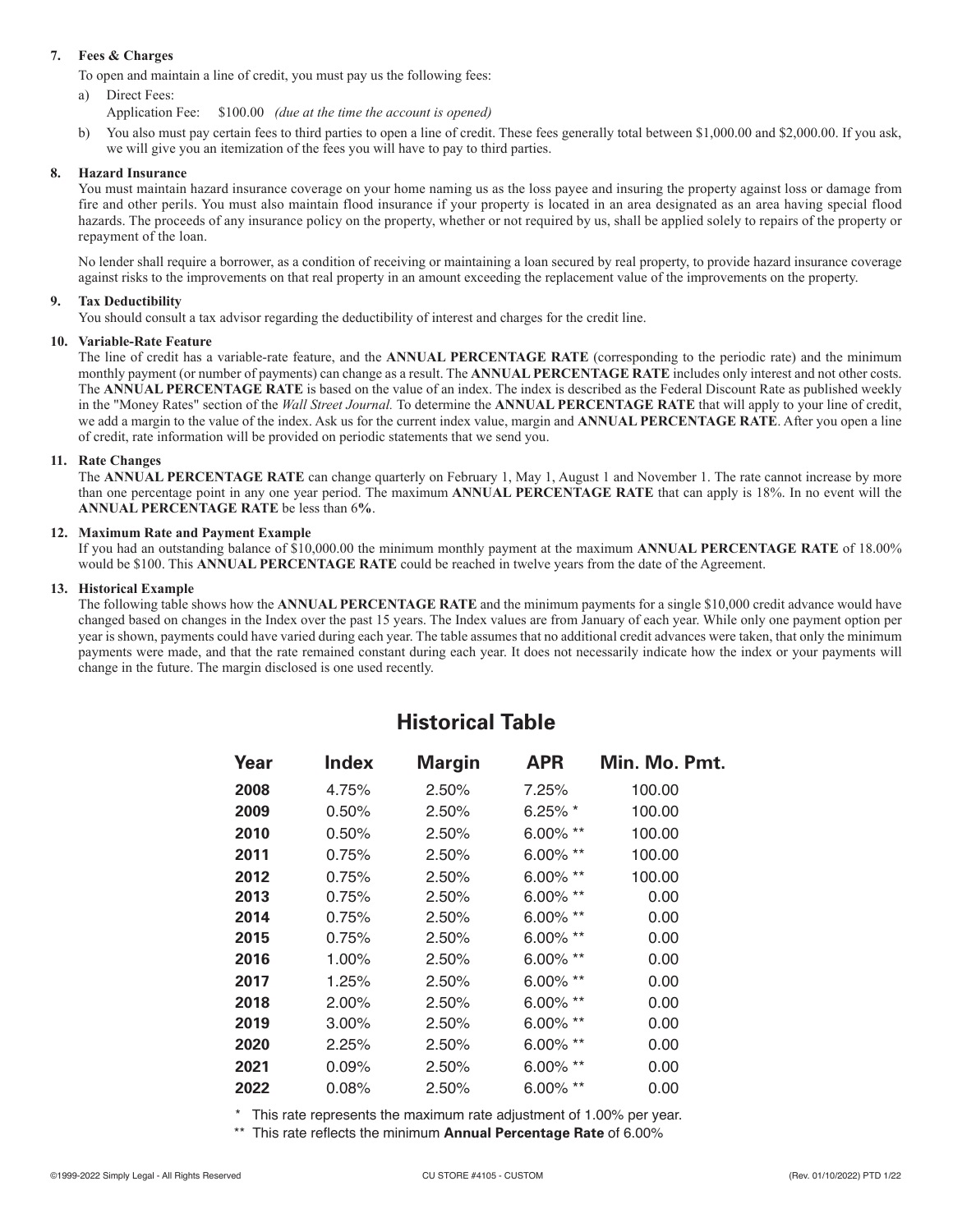**7. Fees & Charges**

To open and maintain a line of credit, you must pay us the following fees:

a) Direct Fees:
   Application Fee: $100.00 *(due at the time the account is opened)*

b) You also must pay certain fees to third parties to open a line of credit. These fees generally total between $1,000.00 and $2,000.00. If you ask, we will give you an itemization of the fees you will have to pay to third parties.

**8. Hazard Insurance**

You must maintain hazard insurance coverage on your home naming us as the loss payee and insuring the property against loss or damage from fire and other perils. You must also maintain flood insurance if your property is located in an area designated as an area having special flood hazards. The proceeds of any insurance policy on the property, whether or not required by us, shall be applied solely to repairs of the property or repayment of the loan.

No lender shall require a borrower, as a condition of receiving or maintaining a loan secured by real property, to provide hazard insurance coverage against risks to the improvements on that real property in an amount exceeding the replacement value of the improvements on the property.

**9. Tax Deductibility**

You should consult a tax advisor regarding the deductibility of interest and charges for the credit line.

**10. Variable-Rate Feature**

The line of credit has a variable-rate feature, and the **ANNUAL PERCENTAGE RATE** (corresponding to the periodic rate) and the minimum monthly payment (or number of payments) can change as a result. The **ANNUAL PERCENTAGE RATE** includes only interest and not other costs. The **ANNUAL PERCENTAGE RATE** is based on the value of an index. The index is described as the Federal Discount Rate as published weekly in the "Money Rates" section of the *Wall Street Journal.* To determine the **ANNUAL PERCENTAGE RATE** that will apply to your line of credit, we add a margin to the value of the index. Ask us for the current index value, margin and **ANNUAL PERCENTAGE RATE**. After you open a line of credit, rate information will be provided on periodic statements that we send you.

**11. Rate Changes**

The **ANNUAL PERCENTAGE RATE** can change quarterly on February 1, May 1, August 1 and November 1. The rate cannot increase by more than one percentage point in any one year period. The maximum **ANNUAL PERCENTAGE RATE** that can apply is 18%. In no event will the **ANNUAL PERCENTAGE RATE** be less than 6**%**.

**12. Maximum Rate and Payment Example**

If you had an outstanding balance of $10,000.00 the minimum monthly payment at the maximum **ANNUAL PERCENTAGE RATE** of 18.00% would be $100. This **ANNUAL PERCENTAGE RATE** could be reached in twelve years from the date of the Agreement.

**13. Historical Example**

The following table shows how the **ANNUAL PERCENTAGE RATE** and the minimum payments for a single $10,000 credit advance would have changed based on changes in the Index over the past 15 years. The Index values are from January of each year. While only one payment option per year is shown, payments could have varied during each year. The table assumes that no additional credit advances were taken, that only the minimum payments were made, and that the rate remained constant during each year. It does not necessarily indicate how the index or your payments will change in the future. The margin disclosed is one used recently.

## Historical Table

| Year | Index | Margin | APR | Min. Mo. Pmt. |
|---|---|---|---|---|
| 2008 | 4.75% | 2.50% | 7.25% | 100.00 |
| 2009 | 0.50% | 2.50% | 6.25% * | 100.00 |
| 2010 | 0.50% | 2.50% | 6.00% ** | 100.00 |
| 2011 | 0.75% | 2.50% | 6.00% ** | 100.00 |
| 2012 | 0.75% | 2.50% | 6.00% ** | 100.00 |
| 2013 | 0.75% | 2.50% | 6.00% ** | 0.00 |
| 2014 | 0.75% | 2.50% | 6.00% ** | 0.00 |
| 2015 | 0.75% | 2.50% | 6.00% ** | 0.00 |
| 2016 | 1.00% | 2.50% | 6.00% ** | 0.00 |
| 2017 | 1.25% | 2.50% | 6.00% ** | 0.00 |
| 2018 | 2.00% | 2.50% | 6.00% ** | 0.00 |
| 2019 | 3.00% | 2.50% | 6.00% ** | 0.00 |
| 2020 | 2.25% | 2.50% | 6.00% ** | 0.00 |
| 2021 | 0.09% | 2.50% | 6.00% ** | 0.00 |
| 2022 | 0.08% | 2.50% | 6.00% ** | 0.00 |

\* This rate represents the maximum rate adjustment of 1.00% per year.

\** This rate reflects the minimum **Annual Percentage Rate** of 6.00%